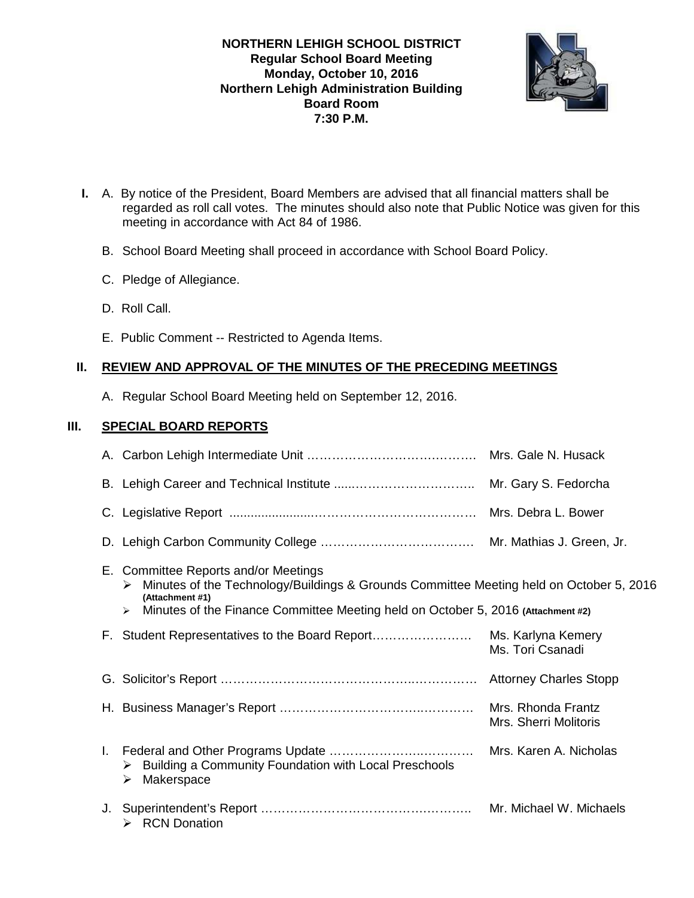**NORTHERN LEHIGH SCHOOL DISTRICT**
**Regular School Board Meeting**
**Monday, October 10, 2016**
**Northern Lehigh Administration Building**
**Board Room**
**7:30 P.M.**

**I.** A. By notice of the President, Board Members are advised that all financial matters shall be regarded as roll call votes. The minutes should also note that Public Notice was given for this meeting in accordance with Act 84 of 1986.

B. School Board Meeting shall proceed in accordance with School Board Policy.

C. Pledge of Allegiance.

D. Roll Call.

E. Public Comment -- Restricted to Agenda Items.

## II. REVIEW AND APPROVAL OF THE MINUTES OF THE PRECEDING MEETINGS

A. Regular School Board Meeting held on September 12, 2016.

## III. SPECIAL BOARD REPORTS

A. Carbon Lehigh Intermediate Unit …………………………………. Mrs. Gale N. Husack

B. Lehigh Career and Technical Institute ......………………………….. Mr. Gary S. Fedorcha

C. Legislative Report ......................……………………………… Mrs. Debra L. Bower

D. Lehigh Carbon Community College ………………………………. Mr. Mathias J. Green, Jr.

E. Committee Reports and/or Meetings
- Minutes of the Technology/Buildings & Grounds Committee Meeting held on October 5, 2016 **(Attachment #1)**
- Minutes of the Finance Committee Meeting held on October 5, 2016 **(Attachment #2)**

F. Student Representatives to the Board Report……………………. Ms. Karlyna Kemery
Ms. Tori Csanadi

G. Solicitor's Report ……………………………………….…………… Attorney Charles Stopp

H. Business Manager's Report …………………………….………… Mrs. Rhonda Frantz
Mrs. Sherri Molitoris

I. Federal and Other Programs Update ………………….…………. Mrs. Karen A. Nicholas
- Building a Community Foundation with Local Preschools
- Makerspace

J. Superintendent's Report ……………………………………….……. Mr. Michael W. Michaels
- RCN Donation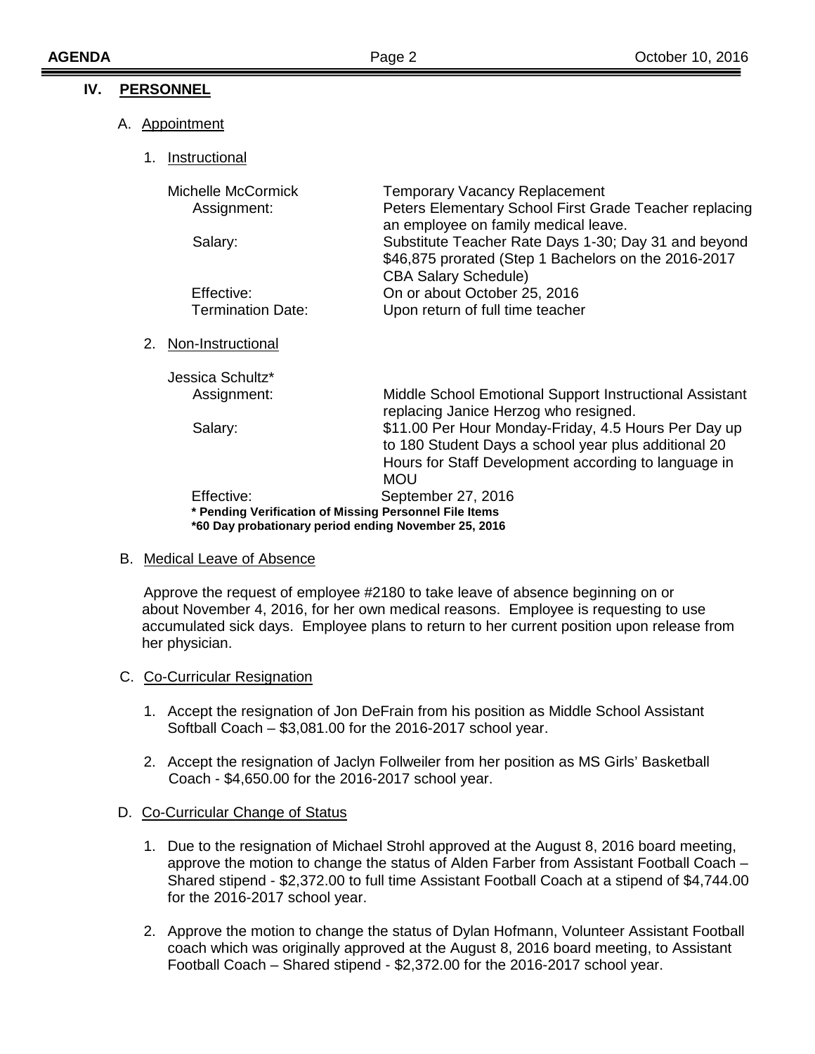## IV. PERSONNEL

### A. Appointment

#### 1. Instructional

Michelle McCormick — Temporary Vacancy Replacement

- Assignment: Peters Elementary School First Grade Teacher replacing an employee on family medical leave.
- Salary: Substitute Teacher Rate Days 1-30; Day 31 and beyond $46,875 prorated (Step 1 Bachelors on the 2016-2017 CBA Salary Schedule)
- Effective: On or about October 25, 2016
- Termination Date: Upon return of full time teacher

#### 2. Non-Instructional

Jessica Schultz*

- Assignment: Middle School Emotional Support Instructional Assistant replacing Janice Herzog who resigned.
- Salary: $11.00 Per Hour Monday-Friday, 4.5 Hours Per Day up to 180 Student Days a school year plus additional 20 Hours for Staff Development according to language in MOU
- Effective: September 27, 2016

**\* Pending Verification of Missing Personnel File Items**
**\*60 Day probationary period ending November 25, 2016**

### B. Medical Leave of Absence

Approve the request of employee #2180 to take leave of absence beginning on or about November 4, 2016, for her own medical reasons. Employee is requesting to use accumulated sick days. Employee plans to return to her current position upon release from her physician.

### C. Co-Curricular Resignation

1. Accept the resignation of Jon DeFrain from his position as Middle School Assistant Softball Coach – $3,081.00 for the 2016-2017 school year.
2. Accept the resignation of Jaclyn Follweiler from her position as MS Girls' Basketball Coach - $4,650.00 for the 2016-2017 school year.

### D. Co-Curricular Change of Status

1. Due to the resignation of Michael Strohl approved at the August 8, 2016 board meeting, approve the motion to change the status of Alden Farber from Assistant Football Coach – Shared stipend - $2,372.00 to full time Assistant Football Coach at a stipend of $4,744.00 for the 2016-2017 school year.
2. Approve the motion to change the status of Dylan Hofmann, Volunteer Assistant Football coach which was originally approved at the August 8, 2016 board meeting, to Assistant Football Coach – Shared stipend - $2,372.00 for the 2016-2017 school year.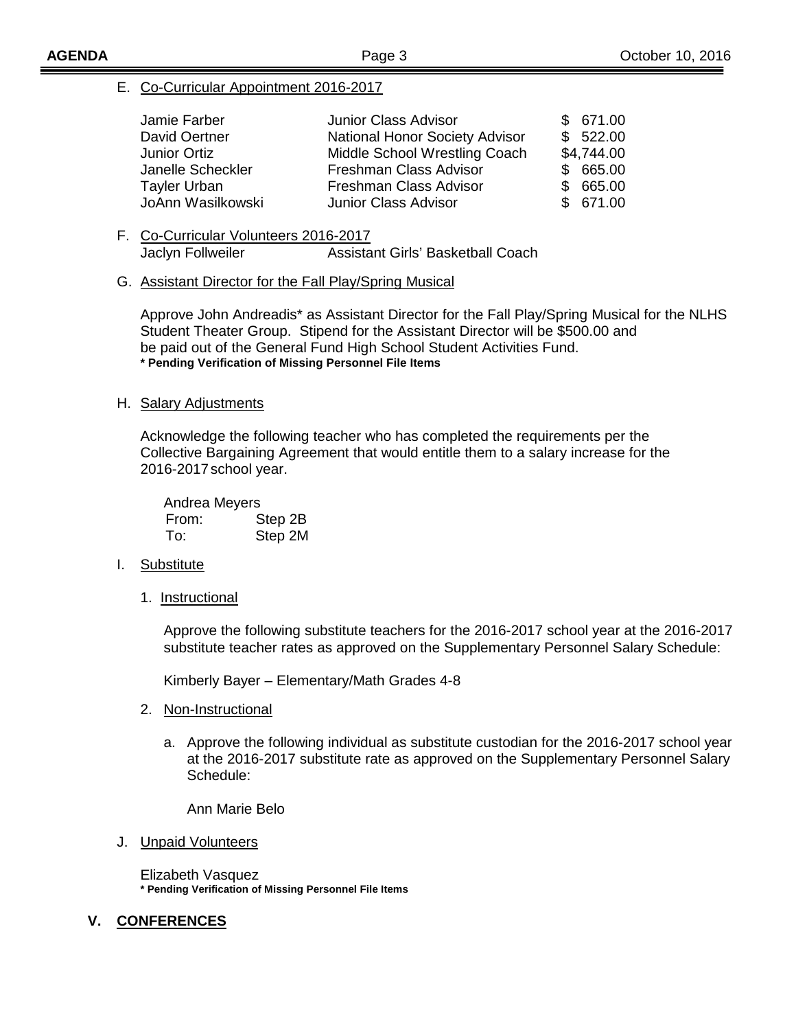E. Co-Curricular Appointment 2016-2017

| | | |
|---|---|---|
| Jamie Farber | Junior Class Advisor | $ 671.00 |
| David Oertner | National Honor Society Advisor | $ 522.00 |
| Junior Ortiz | Middle School Wrestling Coach | $4,744.00 |
| Janelle Scheckler | Freshman Class Advisor | $ 665.00 |
| Tayler Urban | Freshman Class Advisor | $ 665.00 |
| JoAnn Wasilkowski | Junior Class Advisor | $ 671.00 |

F. Co-Curricular Volunteers 2016-2017

Jaclyn Follweiler — Assistant Girls' Basketball Coach

G. Assistant Director for the Fall Play/Spring Musical

Approve John Andreadis* as Assistant Director for the Fall Play/Spring Musical for the NLHS Student Theater Group. Stipend for the Assistant Director will be $500.00 and be paid out of the General Fund High School Student Activities Fund.
**\* Pending Verification of Missing Personnel File Items**

H. Salary Adjustments

Acknowledge the following teacher who has completed the requirements per the Collective Bargaining Agreement that would entitle them to a salary increase for the 2016-2017 school year.

Andrea Meyers
From: Step 2B
To: Step 2M

I. Substitute

1. Instructional

Approve the following substitute teachers for the 2016-2017 school year at the 2016-2017 substitute teacher rates as approved on the Supplementary Personnel Salary Schedule:

Kimberly Bayer – Elementary/Math Grades 4-8

2. Non-Instructional

a. Approve the following individual as substitute custodian for the 2016-2017 school year at the 2016-2017 substitute rate as approved on the Supplementary Personnel Salary Schedule:

Ann Marie Belo

J. Unpaid Volunteers

Elizabeth Vasquez
**\* Pending Verification of Missing Personnel File Items**

## V. CONFERENCES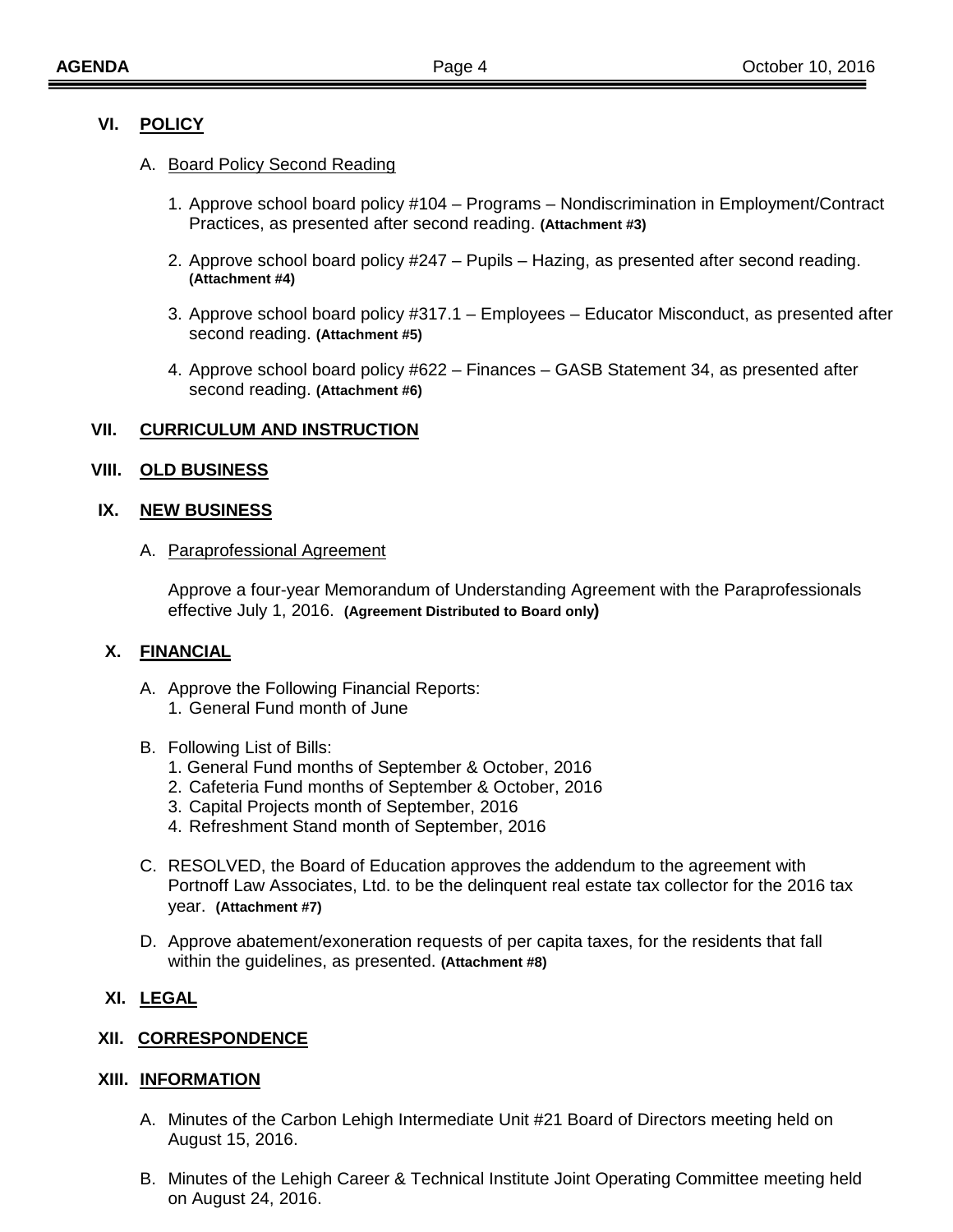## VI. POLICY

A. Board Policy Second Reading

1. Approve school board policy #104 – Programs – Nondiscrimination in Employment/Contract Practices, as presented after second reading. **(Attachment #3)**

2. Approve school board policy #247 – Pupils – Hazing, as presented after second reading. **(Attachment #4)**

3. Approve school board policy #317.1 – Employees – Educator Misconduct, as presented after second reading. **(Attachment #5)**

4. Approve school board policy #622 – Finances – GASB Statement 34, as presented after second reading. **(Attachment #6)**

## VII. CURRICULUM AND INSTRUCTION

## VIII. OLD BUSINESS

## IX. NEW BUSINESS

A. Paraprofessional Agreement

Approve a four-year Memorandum of Understanding Agreement with the Paraprofessionals effective July 1, 2016. **(Agreement Distributed to Board only)**

## X. FINANCIAL

A. Approve the Following Financial Reports:
   1. General Fund month of June

B. Following List of Bills:
   1. General Fund months of September & October, 2016
   2. Cafeteria Fund months of September & October, 2016
   3. Capital Projects month of September, 2016
   4. Refreshment Stand month of September, 2016

C. RESOLVED, the Board of Education approves the addendum to the agreement with Portnoff Law Associates, Ltd. to be the delinquent real estate tax collector for the 2016 tax year. **(Attachment #7)**

D. Approve abatement/exoneration requests of per capita taxes, for the residents that fall within the guidelines, as presented. **(Attachment #8)**

## XI. LEGAL

## XII. CORRESPONDENCE

## XIII. INFORMATION

A. Minutes of the Carbon Lehigh Intermediate Unit #21 Board of Directors meeting held on August 15, 2016.

B. Minutes of the Lehigh Career & Technical Institute Joint Operating Committee meeting held on August 24, 2016.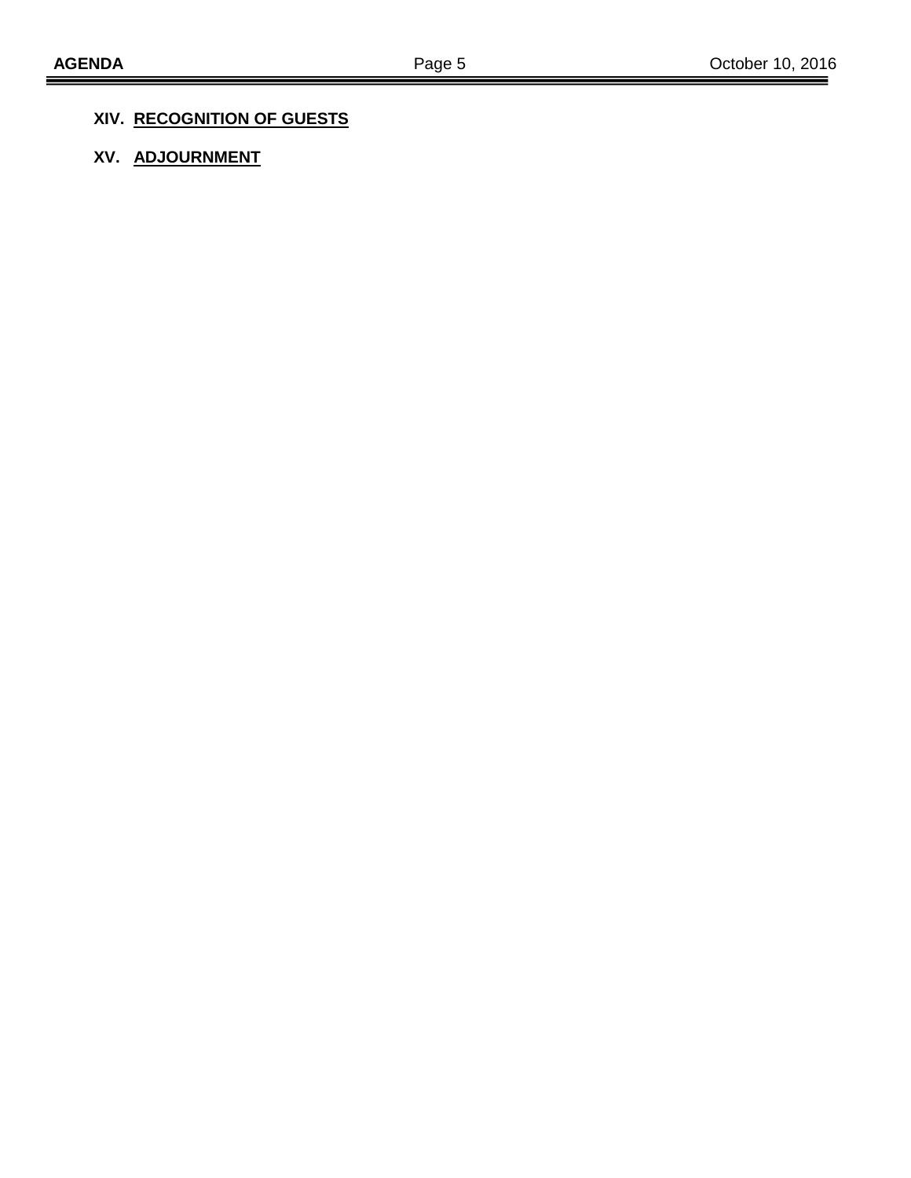**XIV. RECOGNITION OF GUESTS**

**XV. ADJOURNMENT**